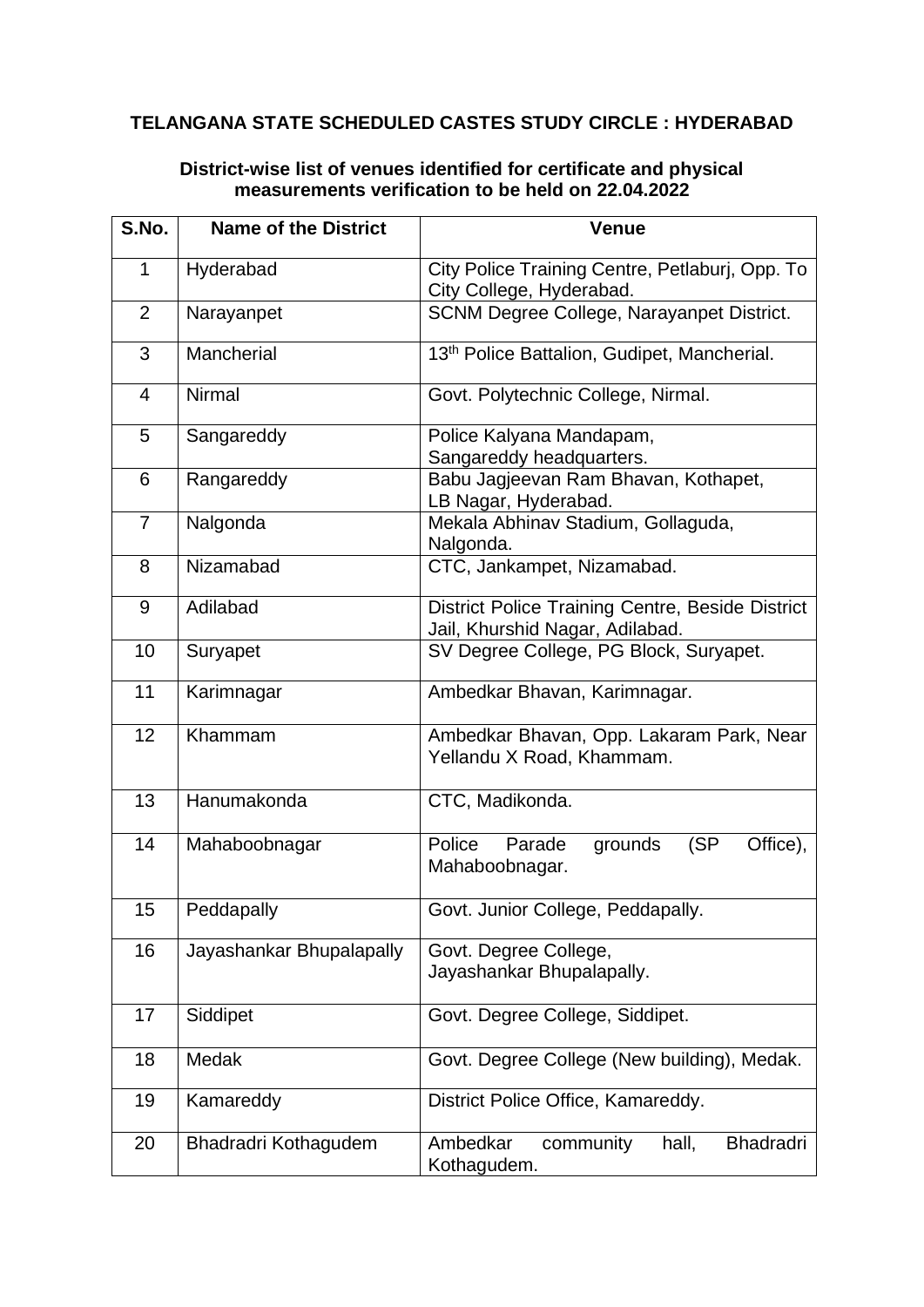**TELANGANA STATE SCHEDULED CASTES STUDY CIRCLE : HYDERABAD**

**District-wise list of venues identified for certificate and physical measurements verification to be held on 22.04.2022**

| S.No. | Name of the District | Venue |
|---|---|---|
| 1 | Hyderabad | City Police Training Centre, Petlaburj, Opp. To City College, Hyderabad. |
| 2 | Narayanpet | SCNM Degree College, Narayanpet District. |
| 3 | Mancherial | 13th Police Battalion, Gudipet, Mancherial. |
| 4 | Nirmal | Govt. Polytechnic College, Nirmal. |
| 5 | Sangareddy | Police Kalyana Mandapam, Sangareddy headquarters. |
| 6 | Rangareddy | Babu Jagjeevan Ram Bhavan, Kothapet, LB Nagar, Hyderabad. |
| 7 | Nalgonda | Mekala Abhinav Stadium, Gollaguda, Nalgonda. |
| 8 | Nizamabad | CTC, Jankampet, Nizamabad. |
| 9 | Adilabad | District Police Training Centre, Beside District Jail, Khurshid Nagar, Adilabad. |
| 10 | Suryapet | SV Degree College, PG Block, Suryapet. |
| 11 | Karimnagar | Ambedkar Bhavan, Karimnagar. |
| 12 | Khammam | Ambedkar Bhavan, Opp. Lakaram Park, Near Yellandu X Road, Khammam. |
| 13 | Hanumakonda | CTC, Madikonda. |
| 14 | Mahaboobnagar | Police Parade grounds (SP Office), Mahaboobnagar. |
| 15 | Peddapally | Govt. Junior College, Peddapally. |
| 16 | Jayashankar Bhupalapally | Govt. Degree College, Jayashankar Bhupalapally. |
| 17 | Siddipet | Govt. Degree College, Siddipet. |
| 18 | Medak | Govt. Degree College (New building), Medak. |
| 19 | Kamareddy | District Police Office, Kamareddy. |
| 20 | Bhadradri Kothagudem | Ambedkar community hall, Bhadradri Kothagudem. |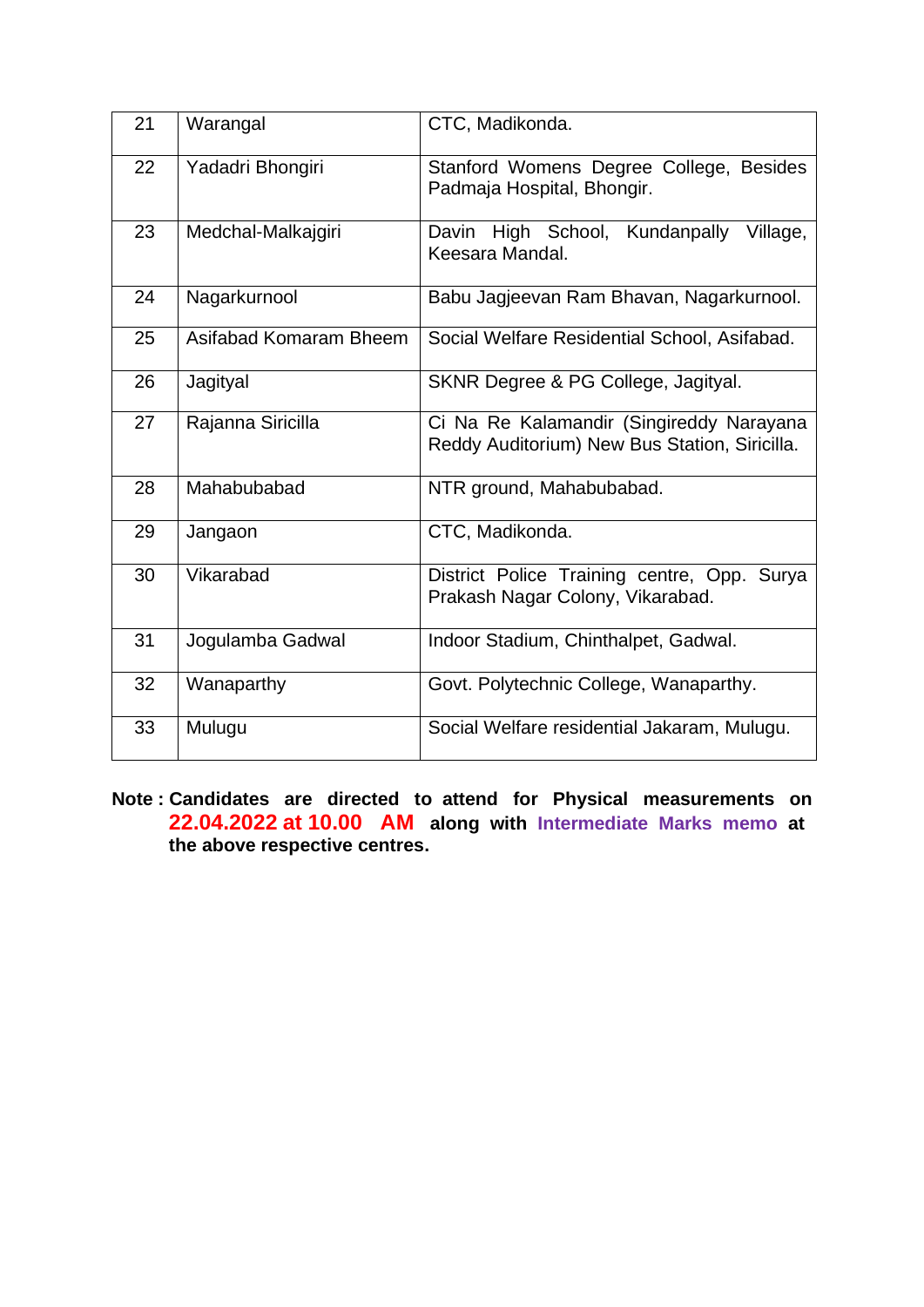| | | |
|---|---|---|
| 21 | Warangal | CTC, Madikonda. |
| 22 | Yadadri Bhongiri | Stanford Womens Degree College, Besides Padmaja Hospital, Bhongir. |
| 23 | Medchal-Malkajgiri | Davin High School, Kundanpally Village, Keesara Mandal. |
| 24 | Nagarkurnool | Babu Jagjeevan Ram Bhavan, Nagarkurnool. |
| 25 | Asifabad Komaram Bheem | Social Welfare Residential School, Asifabad. |
| 26 | Jagityal | SKNR Degree & PG College, Jagityal. |
| 27 | Rajanna Siricilla | Ci Na Re Kalamandir (Singireddy Narayana Reddy Auditorium) New Bus Station, Siricilla. |
| 28 | Mahabubabad | NTR ground, Mahabubabad. |
| 29 | Jangaon | CTC, Madikonda. |
| 30 | Vikarabad | District Police Training centre, Opp. Surya Prakash Nagar Colony, Vikarabad. |
| 31 | Jogulamba Gadwal | Indoor Stadium, Chinthalpet, Gadwal. |
| 32 | Wanaparthy | Govt. Polytechnic College, Wanaparthy. |
| 33 | Mulugu | Social Welfare residential Jakaram, Mulugu. |

**Note : Candidates are directed to attend for Physical measurements on 22.04.2022 at 10.00 AM along with Intermediate Marks memo at the above respective centres.**